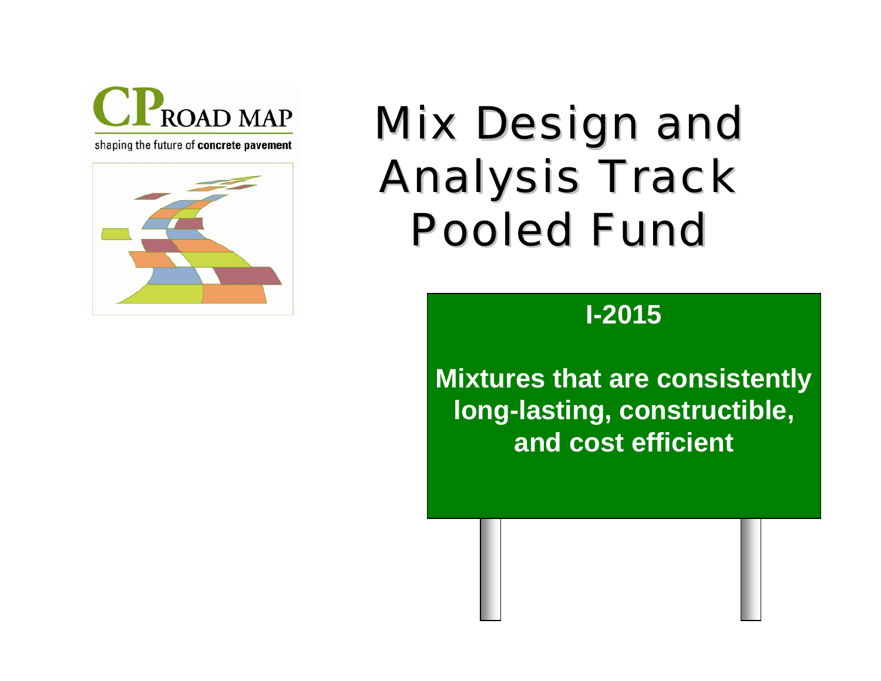CP ROAD MAP

shaping the future of **concrete pavement**

# Mix Design and Analysis Track Pooled Fund

**I-2015**

**Mixtures that are consistently long-lasting, constructible, and cost efficient**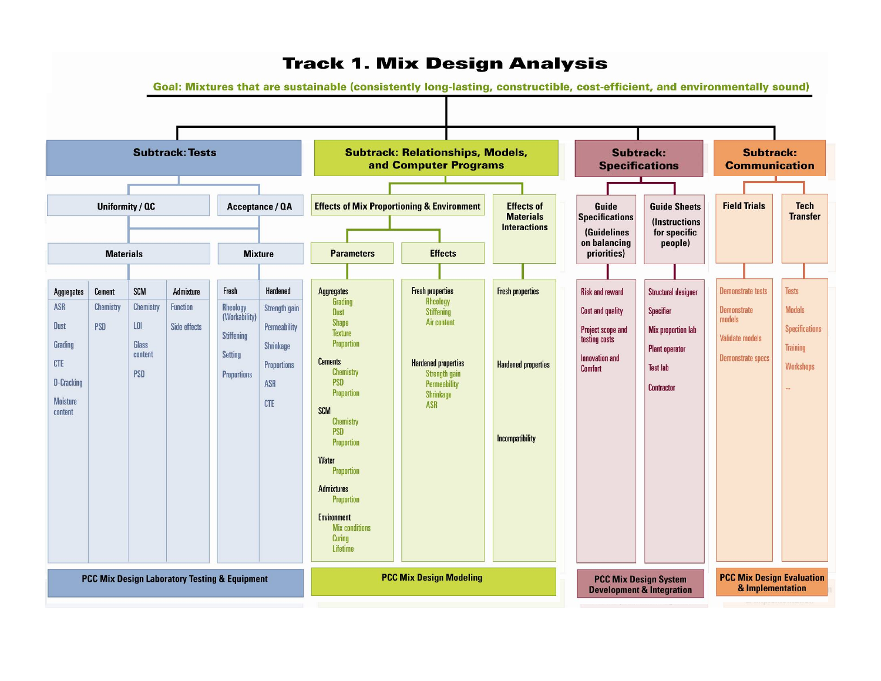# Track 1. Mix Design Analysis

**Goal: Mixtures that are sustainable (consistently long-lasting, constructible, cost-efficient, and environmentally sound)**

## Subtrack: Tests

### Uniformity / QC

### Acceptance / QA

#### Materials

- **Aggregates**
  - ASR
  - Dust
  - Grading
  - CTE
  - D-Cracking
  - Moisture content
- **Cement**
  - Chemistry
  - PSD
- **SCM**
  - Chemistry
  - LOI
  - Glass content
  - PSD
- **Admixture**
  - Function
  - Side effects

#### Mixture

- **Fresh**
  - Rheology (Workability)
  - Stiffening
  - Setting
  - Proportions
- **Hardened**
  - Strength gain
  - Permeability
  - Shrinkage
  - Proportions
  - ASR
  - CTE

**PCC Mix Design Laboratory Testing & Equipment**

## Subtrack: Relationships, Models, and Computer Programs

### Effects of Mix Proportioning & Environment

#### Parameters

- **Aggregates**
  - Grading
  - Dust
  - Shape
  - Texture
  - Proportion
- **Cements**
  - Chemistry
  - PSD
  - Proportion
- **SCM**
  - Chemistry
  - PSD
  - Proportion
- **Water**
  - Proportion
- **Admixtures**
  - Proportion
- **Environment**
  - Mix conditions
  - Curing
  - Lifetime

#### Effects

- **Fresh properties**
  - Rheology
  - Stiffening
  - Air content
- **Hardened properties**
  - Strength gain
  - Permeability
  - Shrinkage
  - ASR

### Effects of Materials Interactions

- Fresh properties
- Hardened properties
- Incompatibility

**PCC Mix Design Modeling**

## Subtrack: Specifications

### Guide Specifications (Guidelines on balancing priorities)

- Risk and reward
- Cost and quality
- Project scope and testing costs
- Innovation and Comfort

### Guide Sheets (Instructions for specific people)

- Structural designer
- Specifier
- Mix proportion lab
- Plant operator
- Test lab
- Contractor

**PCC Mix Design System Development & Integration**

## Subtrack: Communication

### Field Trials

- Demonstrate tests
- Demonstrate models
- Validate models
- Demonstrate specs

### Tech Transfer

- Tests
- Models
- Specifications
- Training
- Workshops
- ...

**PCC Mix Design Evaluation & Implementation**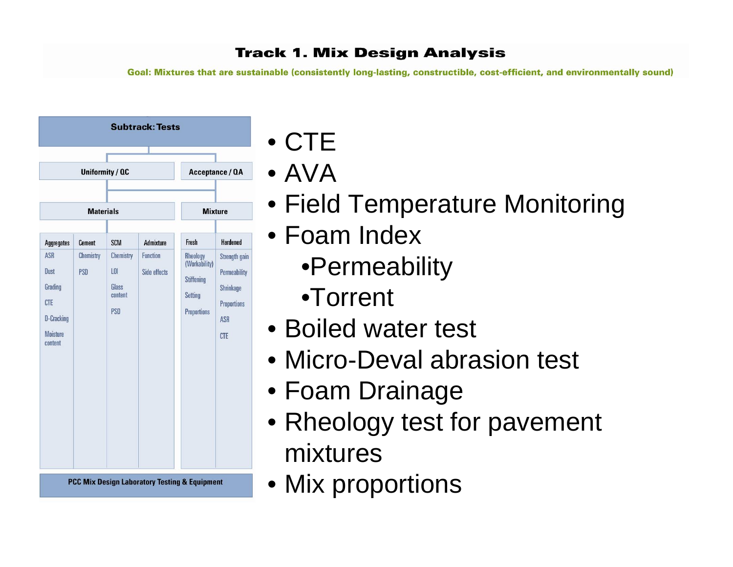# Track 1. Mix Design Analysis

**Goal: Mixtures that are sustainable (consistently long-lasting, constructible, cost-efficient, and environmentally sound)**

**Subtrack: Tests**

| Uniformity / QC | | | | Acceptance / QA | |
|---|---|---|---|---|---|
| **Materials** | | | | **Mixture** | |
| Aggregates | Cement | SCM | Admixture | Fresh | Hardened |
| ASR | Chemistry | Chemistry | Function | Rheology (Workability) | Strength gain |
| Dust | PSD | LOI | Side effects | Stiffening | Permeability |
| Grading | | Glass content | | Setting | Shrinkage |
| CTE | | PSD | | Proportions | Proportions |
| D-Cracking | | | | | ASR |
| Moisture content | | | | | CTE |

**PCC Mix Design Laboratory Testing & Equipment**

- CTE
- AVA
- Field Temperature Monitoring
- Foam Index
  - Permeability
  - Torrent
- Boiled water test
- Micro-Deval abrasion test
- Foam Drainage
- Rheology test for pavement mixtures
- Mix proportions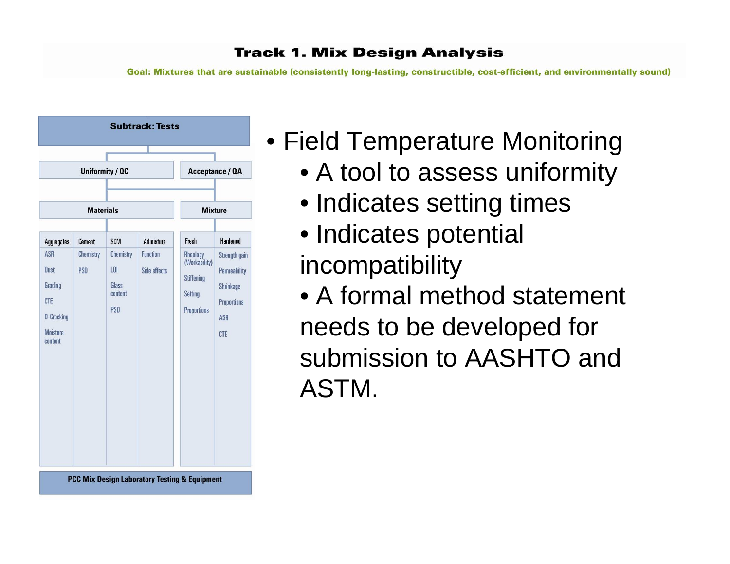# Track 1. Mix Design Analysis

**Goal: Mixtures that are sustainable (consistently long-lasting, constructible, cost-efficient, and environmentally sound)**

**Subtrack: Tests**

| Uniformity / QC | | | | Acceptance / QA | |
|---|---|---|---|---|---|
| **Materials** | | | | **Mixture** | |
| Aggregates | Cement | SCM | Admixture | Fresh | Hardened |
| ASR | Chemistry | Chemistry | Function | Rheology (Workability) | Strength gain |
| Dust | PSD | LOI | Side effects | Stiffening | Permeability |
| Grading | | Glass content | | Setting | Shrinkage |
| CTE | | PSD | | Proportions | Proportions |
| D-Cracking | | | | | ASR |
| Moisture content | | | | | CTE |

**PCC Mix Design Laboratory Testing & Equipment**

- Field Temperature Monitoring
  - A tool to assess uniformity
  - Indicates setting times
  - Indicates potential incompatibility
  - A formal method statement needs to be developed for submission to AASHTO and ASTM.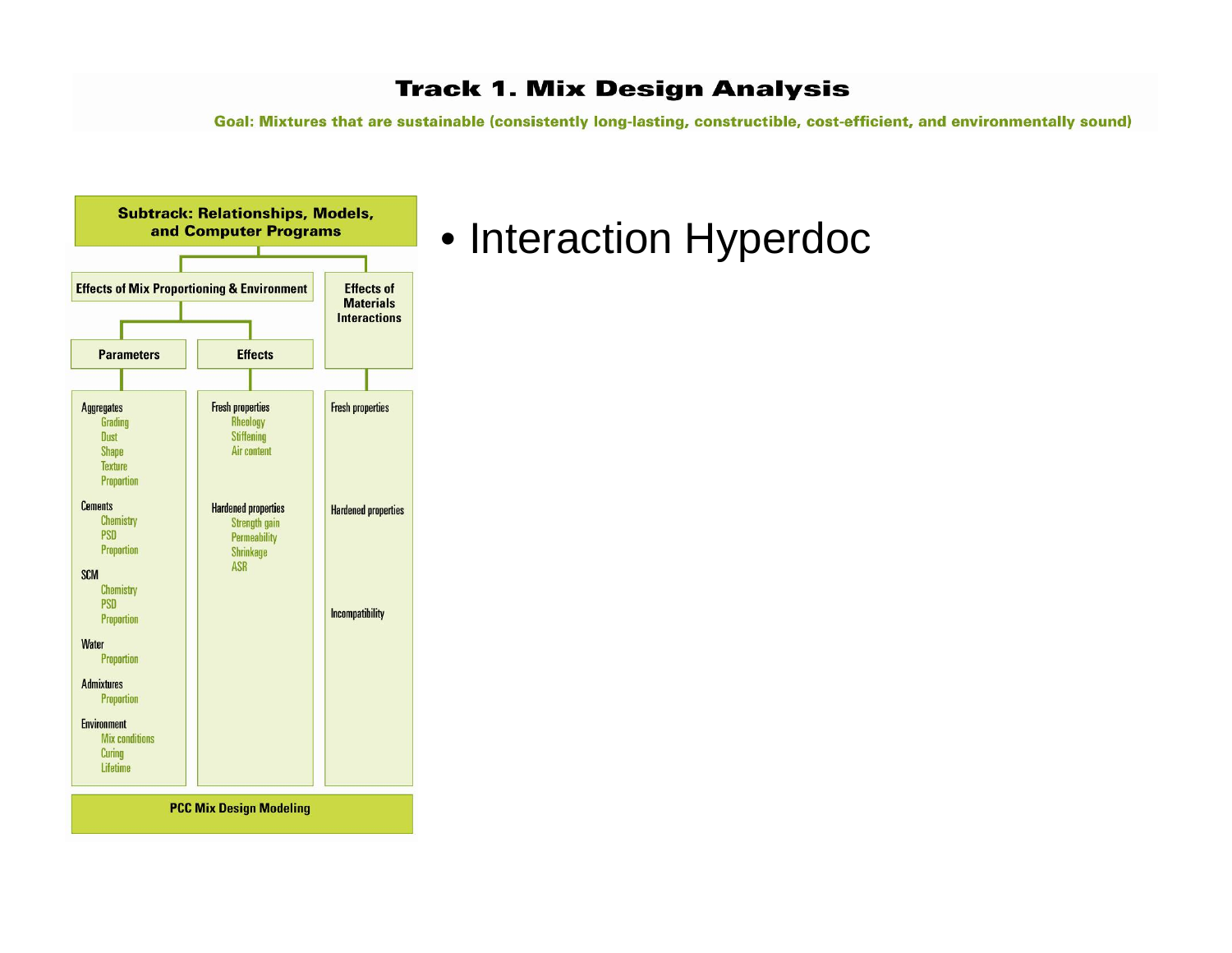# Track 1. Mix Design Analysis

**Goal: Mixtures that are sustainable (consistently long-lasting, constructible, cost-efficient, and environmentally sound)**

**Subtrack: Relationships, Models, and Computer Programs**

**Effects of Mix Proportioning & Environment**

**Parameters**

- Aggregates
  - Grading
  - Dust
  - Shape
  - Texture
  - Proportion
- Cements
  - Chemistry
  - PSD
  - Proportion
- SCM
  - Chemistry
  - PSD
  - Proportion
- Water
  - Proportion
- Admixtures
  - Proportion
- Environment
  - Mix conditions
  - Curing
  - Lifetime

**Effects**

- Fresh properties
  - Rheology
  - Stiffening
  - Air content
- Hardened properties
  - Strength gain
  - Permeability
  - Shrinkage
  - ASR

**Effects of Materials Interactions**

- Fresh properties
- Hardened properties
- Incompatibility

**PCC Mix Design Modeling**

- Interaction Hyperdoc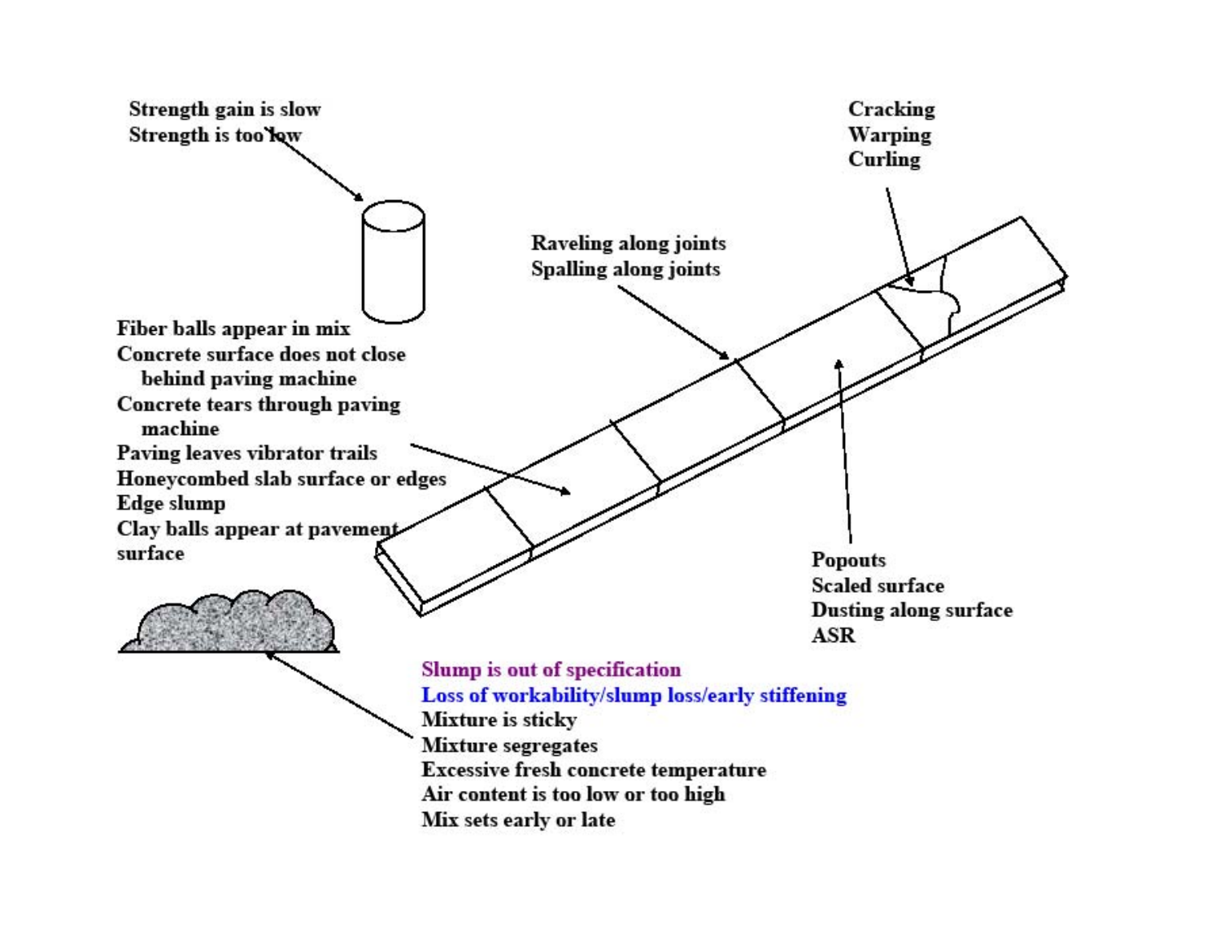Strength gain is slow
Strength is too low

Cracking
Warping
Curling

Raveling along joints
Spalling along joints

Fiber balls appear in mix
Concrete surface does not close behind paving machine
Concrete tears through paving machine
Paving leaves vibrator trails
Honeycombed slab surface or edges
Edge slump
Clay balls appear at pavement surface

Popouts
Scaled surface
Dusting along surface
ASR

Slump is out of specification
Loss of workability/slump loss/early stiffening
Mixture is sticky
Mixture segregates
Excessive fresh concrete temperature
Air content is too low or too high
Mix sets early or late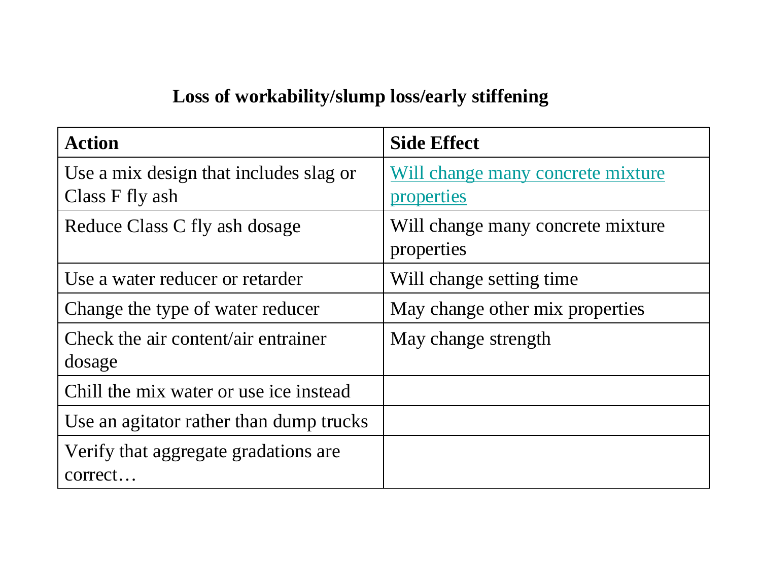## Loss of workability/slump loss/early stiffening

| Action | Side Effect |
| --- | --- |
| Use a mix design that includes slag or Class F fly ash | Will change many concrete mixture properties |
| Reduce Class C fly ash dosage | Will change many concrete mixture properties |
| Use a water reducer or retarder | Will change setting time |
| Change the type of water reducer | May change other mix properties |
| Check the air content/air entrainer dosage | May change strength |
| Chill the mix water or use ice instead | |
| Use an agitator rather than dump trucks | |
| Verify that aggregate gradations are correct… | |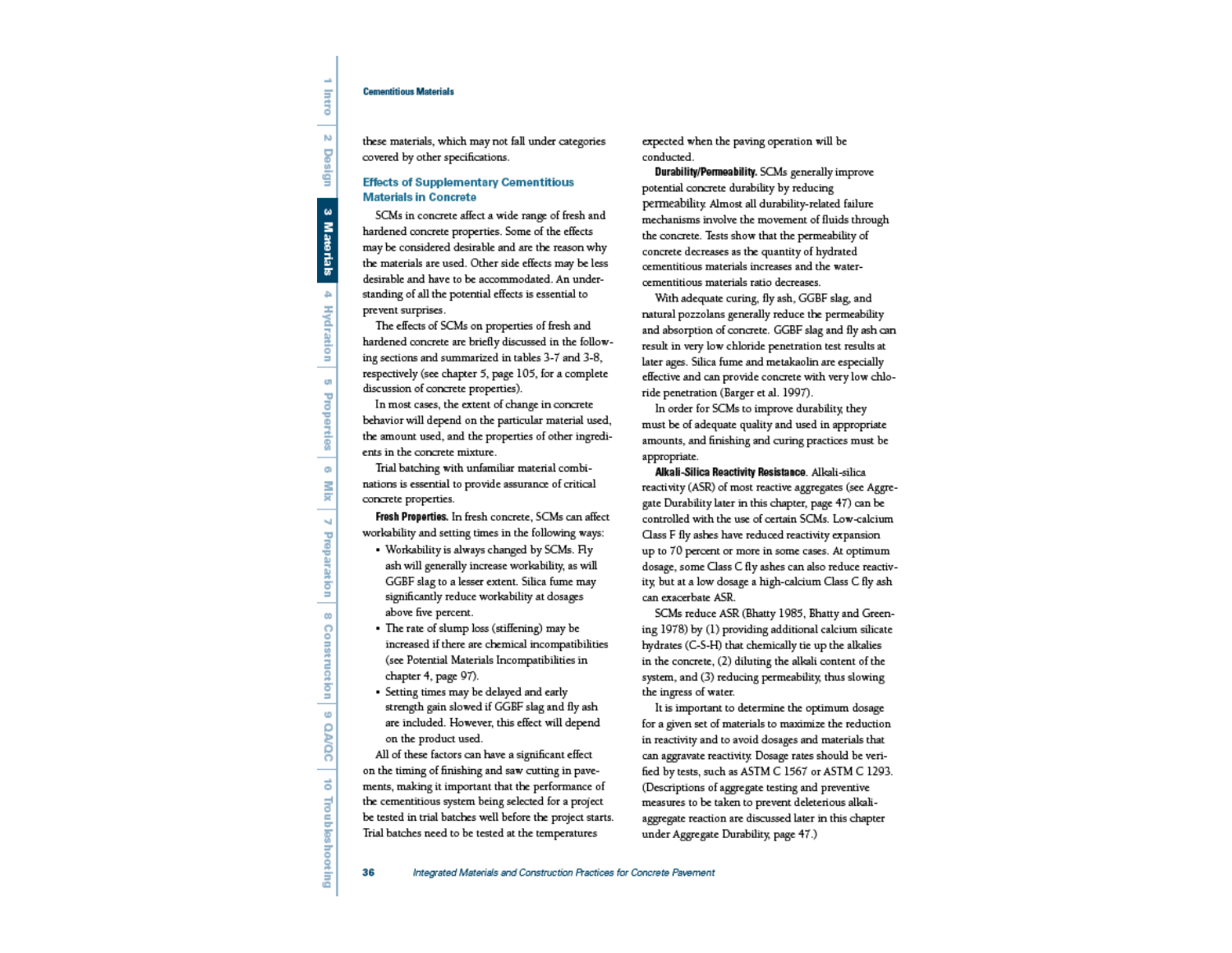these materials, which may not fall under categories covered by other specifications.

## Effects of Supplementary Cementitious Materials in Concrete

SCMs in concrete affect a wide range of fresh and hardened concrete properties. Some of the effects may be considered desirable and are the reason why the materials are used. Other side effects may be less desirable and have to be accommodated. An understanding of all the potential effects is essential to prevent surprises.

The effects of SCMs on properties of fresh and hardened concrete are briefly discussed in the following sections and summarized in tables 3-7 and 3-8, respectively (see chapter 5, page 105, for a complete discussion of concrete properties).

In most cases, the extent of change in concrete behavior will depend on the particular material used, the amount used, and the properties of other ingredients in the concrete mixture.

Trial batching with unfamiliar material combinations is essential to provide assurance of critical concrete properties.

**Fresh Properties.** In fresh concrete, SCMs can affect workability and setting times in the following ways:

- Workability is always changed by SCMs. Fly ash will generally increase workability, as will GGBF slag to a lesser extent. Silica fume may significantly reduce workability at dosages above five percent.
- The rate of slump loss (stiffening) may be increased if there are chemical incompatibilities (see Potential Materials Incompatibilities in chapter 4, page 97).
- Setting times may be delayed and early strength gain slowed if GGBF slag and fly ash are included. However, this effect will depend on the product used.

All of these factors can have a significant effect on the timing of finishing and saw cutting in pavements, making it important that the performance of the cementitious system being selected for a project be tested in trial batches well before the project starts. Trial batches need to be tested at the temperatures expected when the paving operation will be conducted.

**Durability/Permeability.** SCMs generally improve potential concrete durability by reducing permeability. Almost all durability-related failure mechanisms involve the movement of fluids through the concrete. Tests show that the permeability of concrete decreases as the quantity of hydrated cementitious materials increases and the water-cementitious materials ratio decreases.

With adequate curing, fly ash, GGBF slag, and natural pozzolans generally reduce the permeability and absorption of concrete. GGBF slag and fly ash can result in very low chloride penetration test results at later ages. Silica fume and metakaolin are especially effective and can provide concrete with very low chloride penetration (Barger et al. 1997).

In order for SCMs to improve durability, they must be of adequate quality and used in appropriate amounts, and finishing and curing practices must be appropriate.

**Alkali-Silica Reactivity Resistance.** Alkali-silica reactivity (ASR) of most reactive aggregates (see Aggregate Durability later in this chapter, page 47) can be controlled with the use of certain SCMs. Low-calcium Class F fly ashes have reduced reactivity expansion up to 70 percent or more in some cases. At optimum dosage, some Class C fly ashes can also reduce reactivity, but at a low dosage a high-calcium Class C fly ash can exacerbate ASR.

SCMs reduce ASR (Bhatty 1985, Bhatty and Greening 1978) by (1) providing additional calcium silicate hydrates (C-S-H) that chemically tie up the alkalies in the concrete, (2) diluting the alkali content of the system, and (3) reducing permeability, thus slowing the ingress of water.

It is important to determine the optimum dosage for a given set of materials to maximize the reduction in reactivity and to avoid dosages and materials that can aggravate reactivity. Dosage rates should be verified by tests, such as ASTM C 1567 or ASTM C 1293. (Descriptions of aggregate testing and preventive measures to be taken to prevent deleterious alkali-aggregate reaction are discussed later in this chapter under Aggregate Durability, page 47.)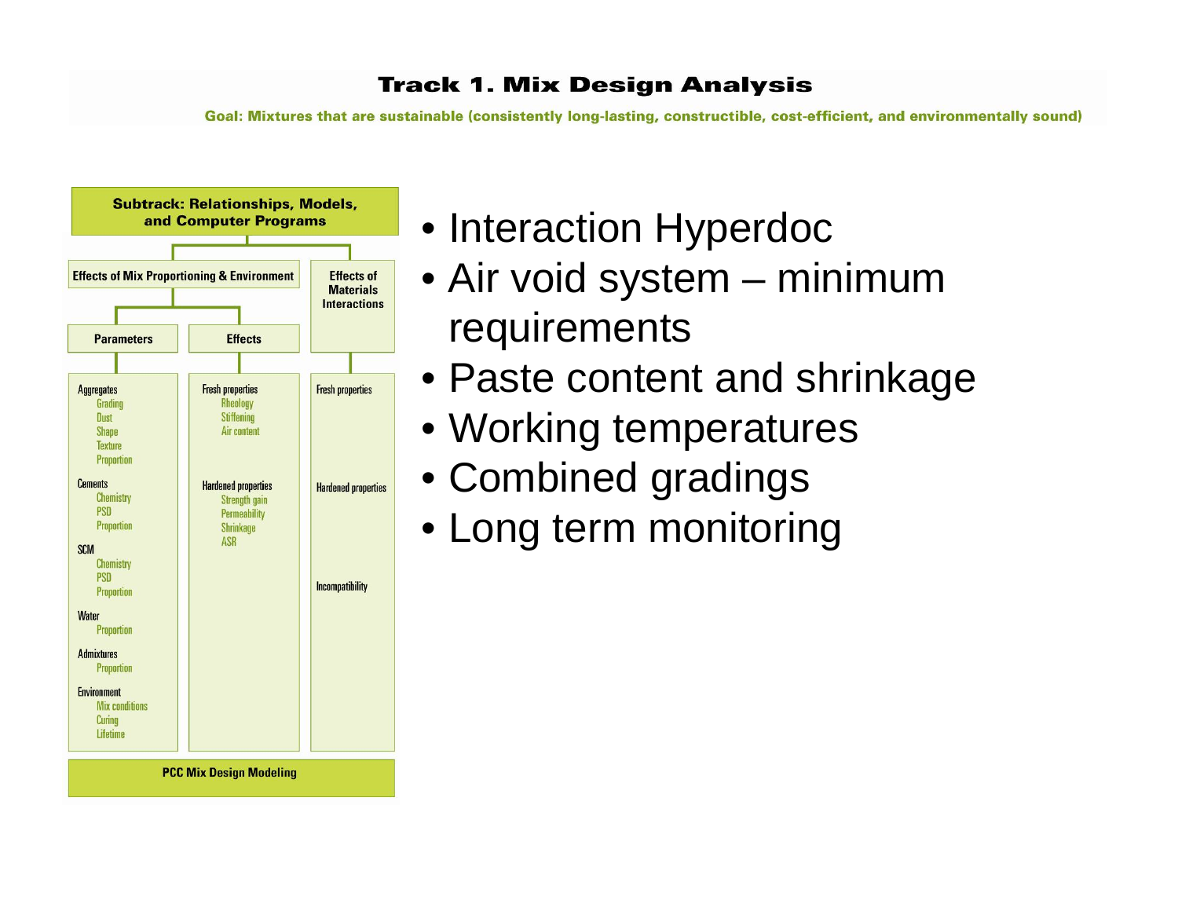# Track 1. Mix Design Analysis

**Goal: Mixtures that are sustainable (consistently long-lasting, constructible, cost-efficient, and environmentally sound)**

**Subtrack: Relationships, Models, and Computer Programs**

**Effects of Mix Proportioning & Environment**

| Parameters | Effects |
|---|---|
| **Aggregates**<br>Grading<br>Dust<br>Shape<br>Texture<br>Proportion | **Fresh properties**<br>Rheology<br>Stiffening<br>Air content |
| **Cements**<br>Chemistry<br>PSD<br>Proportion | **Hardened properties**<br>Strength gain<br>Permeability<br>Shrinkage<br>ASR |
| **SCM**<br>Chemistry<br>PSD<br>Proportion | |
| **Water**<br>Proportion | |
| **Admixtures**<br>Proportion | |
| **Environment**<br>Mix conditions<br>Curing<br>Lifetime | |

**Effects of Materials Interactions**

- Fresh properties
- Hardened properties
- Incompatibility

**PCC Mix Design Modeling**

- Interaction Hyperdoc
- Air void system – minimum requirements
- Paste content and shrinkage
- Working temperatures
- Combined gradings
- Long term monitoring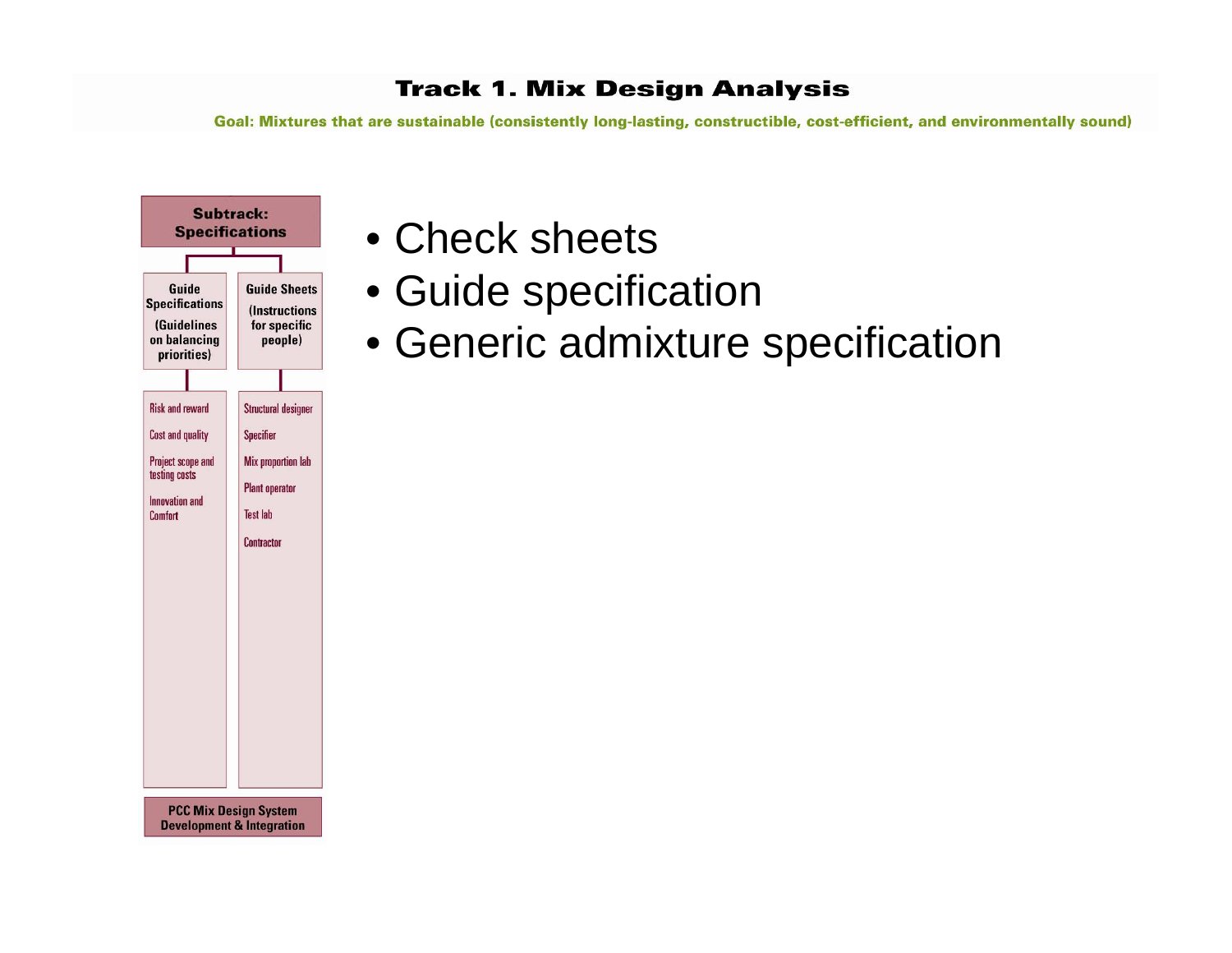# Track 1. Mix Design Analysis

**Goal: Mixtures that are sustainable (consistently long-lasting, constructible, cost-efficient, and environmentally sound)**

**Subtrack: Specifications**

| Guide Specifications (Guidelines on balancing priorities) | Guide Sheets (Instructions for specific people) |
| --- | --- |
| Risk and reward | Structural designer |
| Cost and quality | Specifier |
| Project scope and testing costs | Mix proportion lab |
| Innovation and Comfort | Plant operator |
| | Test lab |
| | Contractor |

**PCC Mix Design System Development & Integration**

- Check sheets
- Guide specification
- Generic admixture specification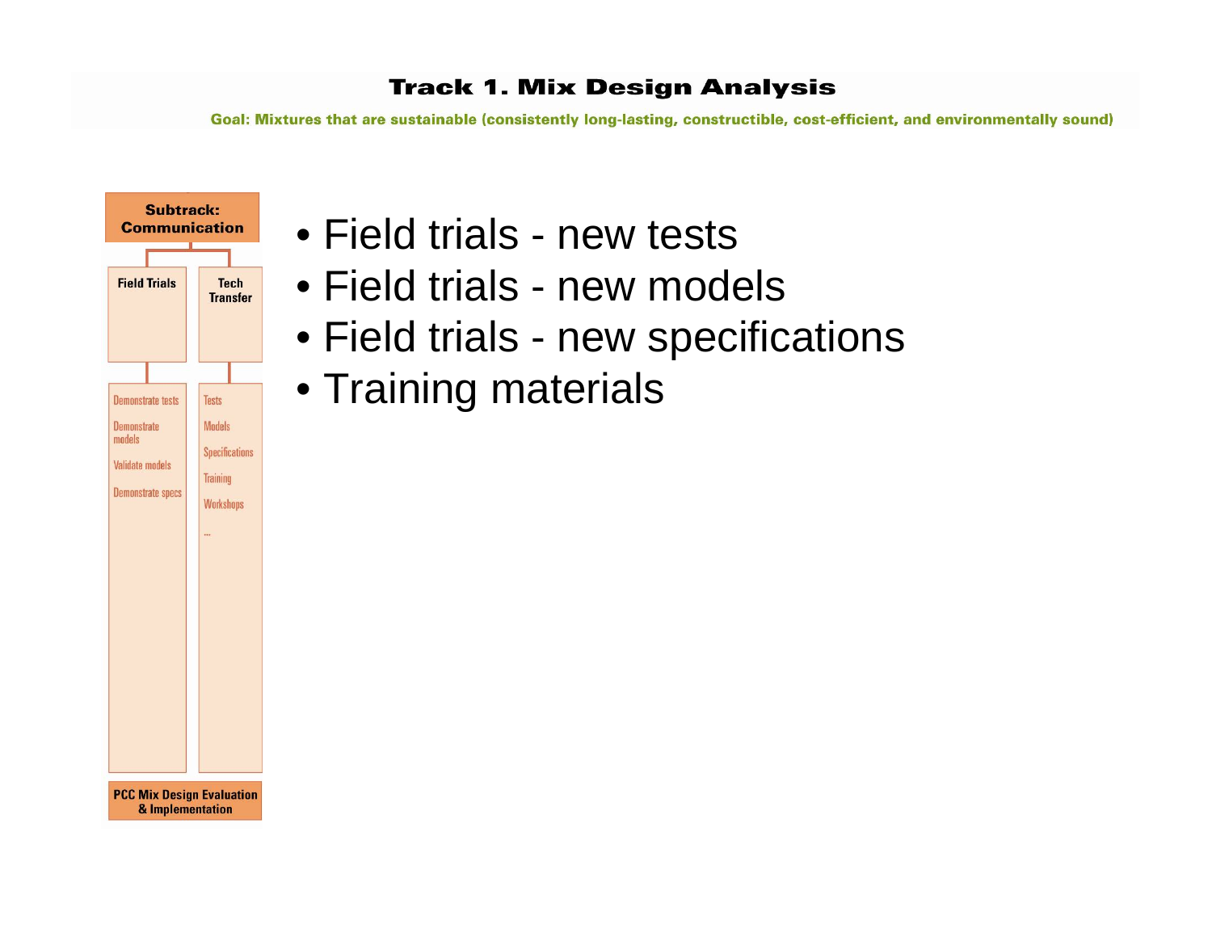# Track 1. Mix Design Analysis

**Goal: Mixtures that are sustainable (consistently long-lasting, constructible, cost-efficient, and environmentally sound)**

**Subtrack: Communication**

| Field Trials | Tech Transfer |
|---|---|
| Demonstrate tests | Tests |
| Demonstrate models | Models |
| Validate models | Specifications |
| Demonstrate specs | Training |
| | Workshops |
| | ... |

**PCC Mix Design Evaluation & Implementation**

- Field trials - new tests
- Field trials - new models
- Field trials - new specifications
- Training materials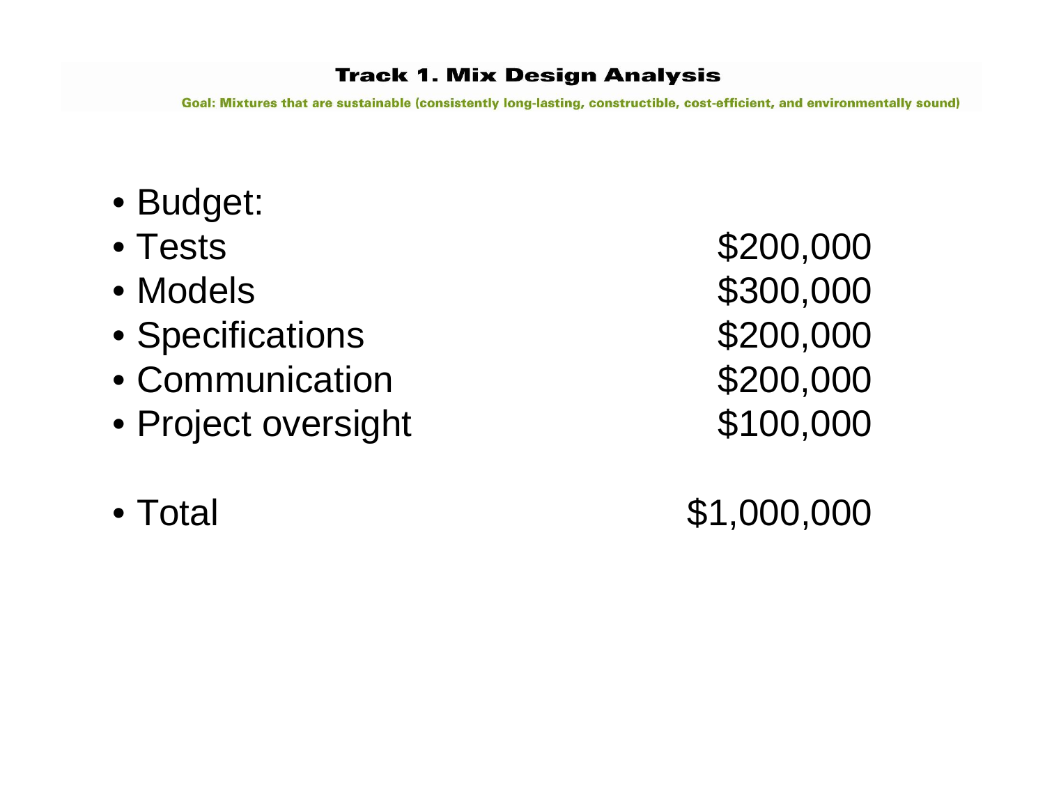## Track 1. Mix Design Analysis

**Goal: Mixtures that are sustainable (consistently long-lasting, constructible, cost-efficient, and environmentally sound)**

- Budget:
- Tests $200,000
- Models $300,000
- Specifications $200,000
- Communication $200,000
- Project oversight $100,000

- Total $1,000,000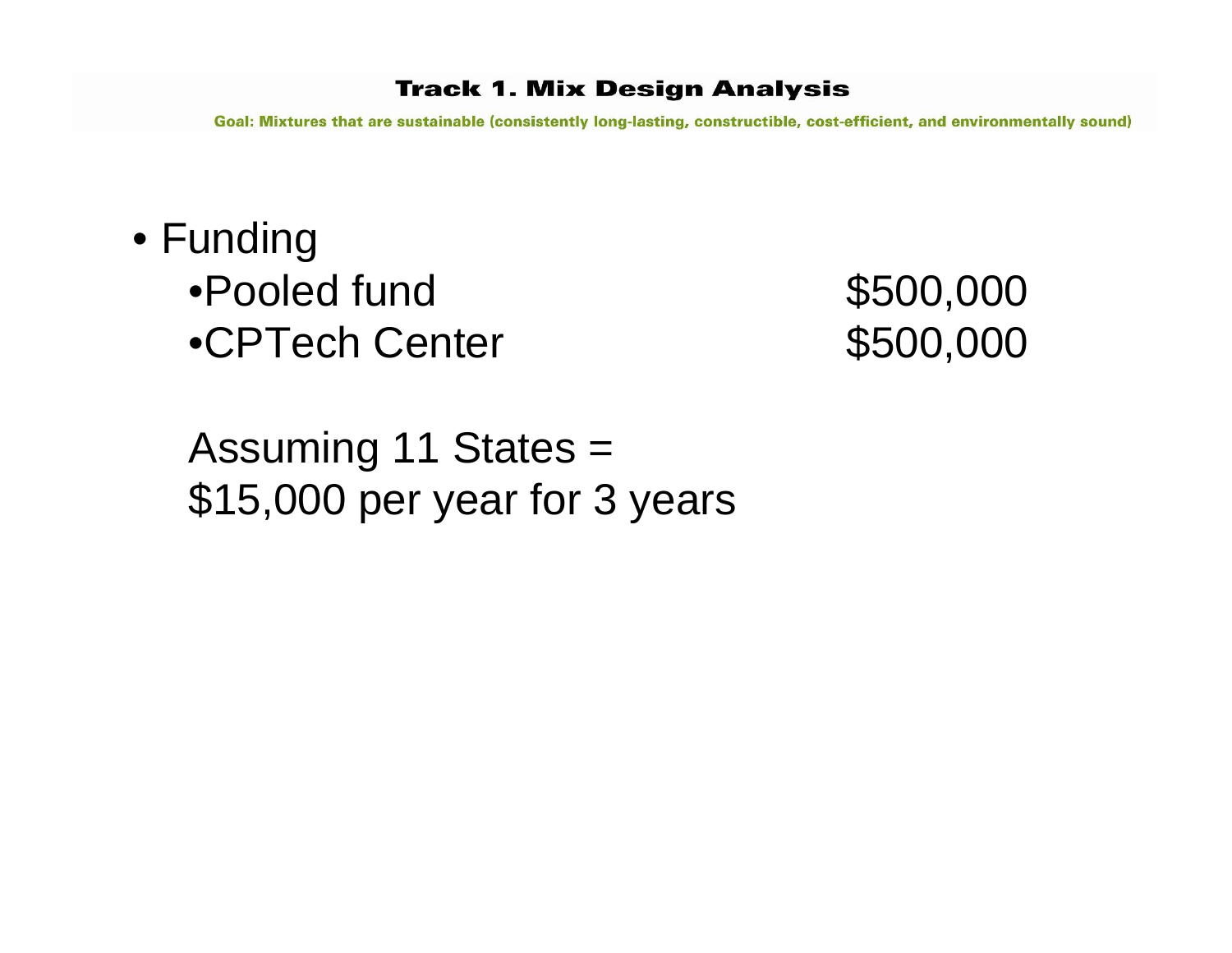**Track 1. Mix Design Analysis**

Goal: Mixtures that are sustainable (consistently long-lasting, constructible, cost-efficient, and environmentally sound)

- Funding
  - Pooled fund $500,000
  - CPTech Center $500,000

  Assuming 11 States =
  $15,000 per year for 3 years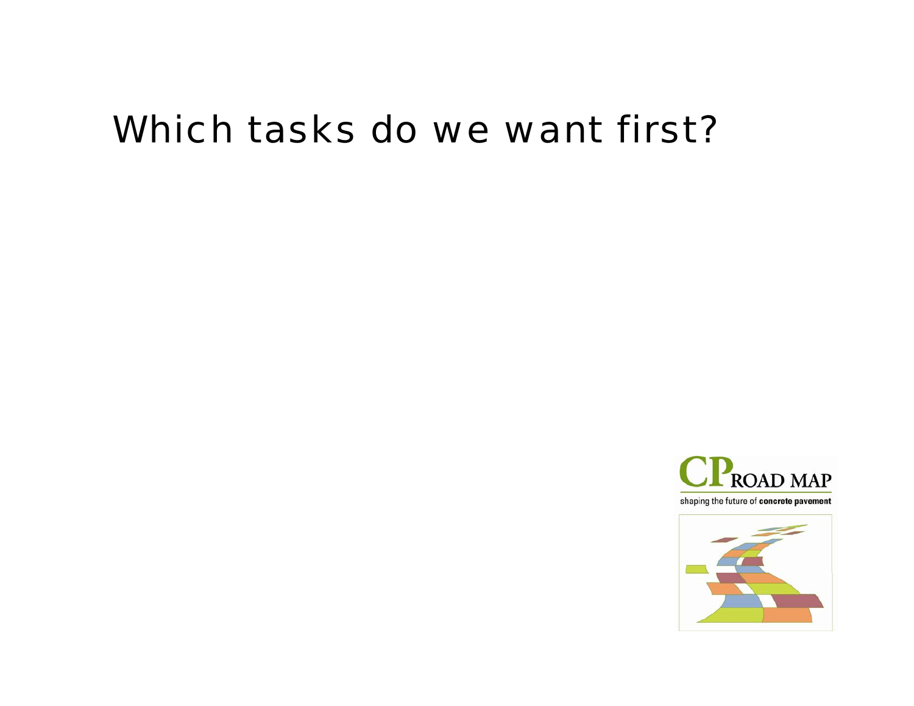# Which tasks do we want first?

CP ROAD MAP

shaping the future of **concrete pavement**